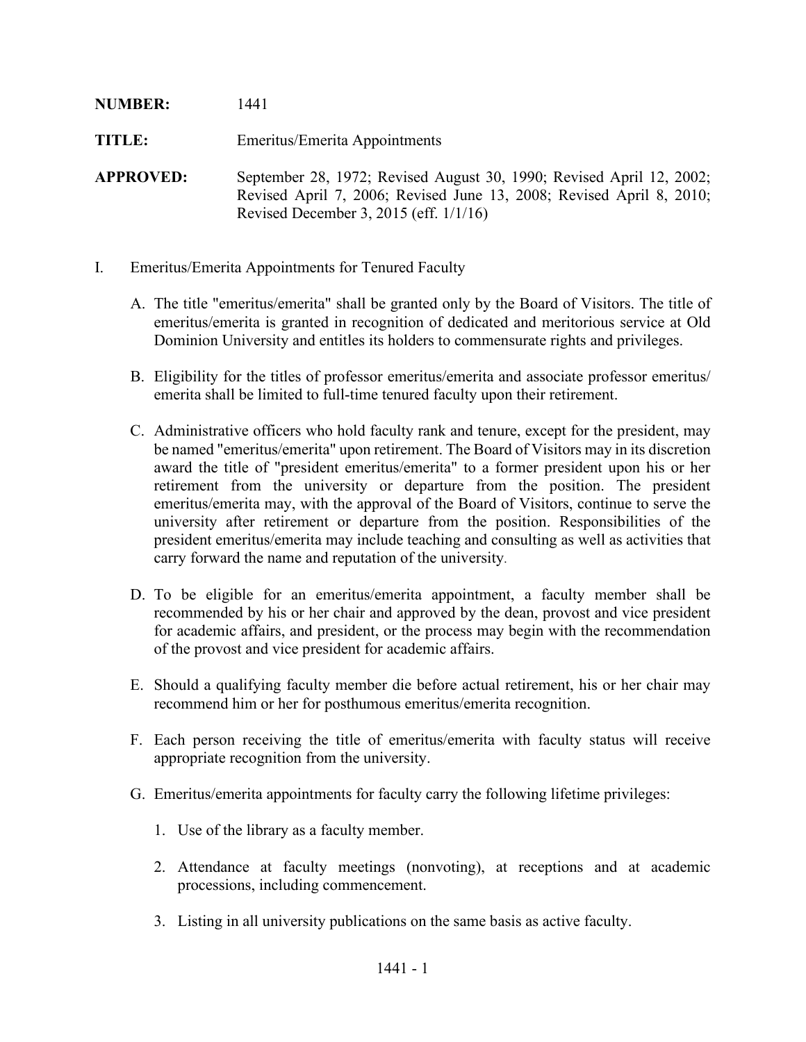**NUMBER:** 1441

**TITLE:** Emeritus/Emerita Appointments

**APPROVED:** September 28, 1972; Revised August 30, 1990; Revised April 12, 2002; Revised April 7, 2006; Revised June 13, 2008; Revised April 8, 2010; Revised December 3, 2015 (eff. 1/1/16)

I. Emeritus/Emerita Appointments for Tenured Faculty

A. The title "emeritus/emerita" shall be granted only by the Board of Visitors. The title of emeritus/emerita is granted in recognition of dedicated and meritorious service at Old Dominion University and entitles its holders to commensurate rights and privileges.

B. Eligibility for the titles of professor emeritus/emerita and associate professor emeritus/emerita shall be limited to full-time tenured faculty upon their retirement.

C. Administrative officers who hold faculty rank and tenure, except for the president, may be named "emeritus/emerita" upon retirement. The Board of Visitors may in its discretion award the title of "president emeritus/emerita" to a former president upon his or her retirement from the university or departure from the position. The president emeritus/emerita may, with the approval of the Board of Visitors, continue to serve the university after retirement or departure from the position. Responsibilities of the president emeritus/emerita may include teaching and consulting as well as activities that carry forward the name and reputation of the university.

D. To be eligible for an emeritus/emerita appointment, a faculty member shall be recommended by his or her chair and approved by the dean, provost and vice president for academic affairs, and president, or the process may begin with the recommendation of the provost and vice president for academic affairs.

E. Should a qualifying faculty member die before actual retirement, his or her chair may recommend him or her for posthumous emeritus/emerita recognition.

F. Each person receiving the title of emeritus/emerita with faculty status will receive appropriate recognition from the university.

G. Emeritus/emerita appointments for faculty carry the following lifetime privileges:

1. Use of the library as a faculty member.

2. Attendance at faculty meetings (nonvoting), at receptions and at academic processions, including commencement.

3. Listing in all university publications on the same basis as active faculty.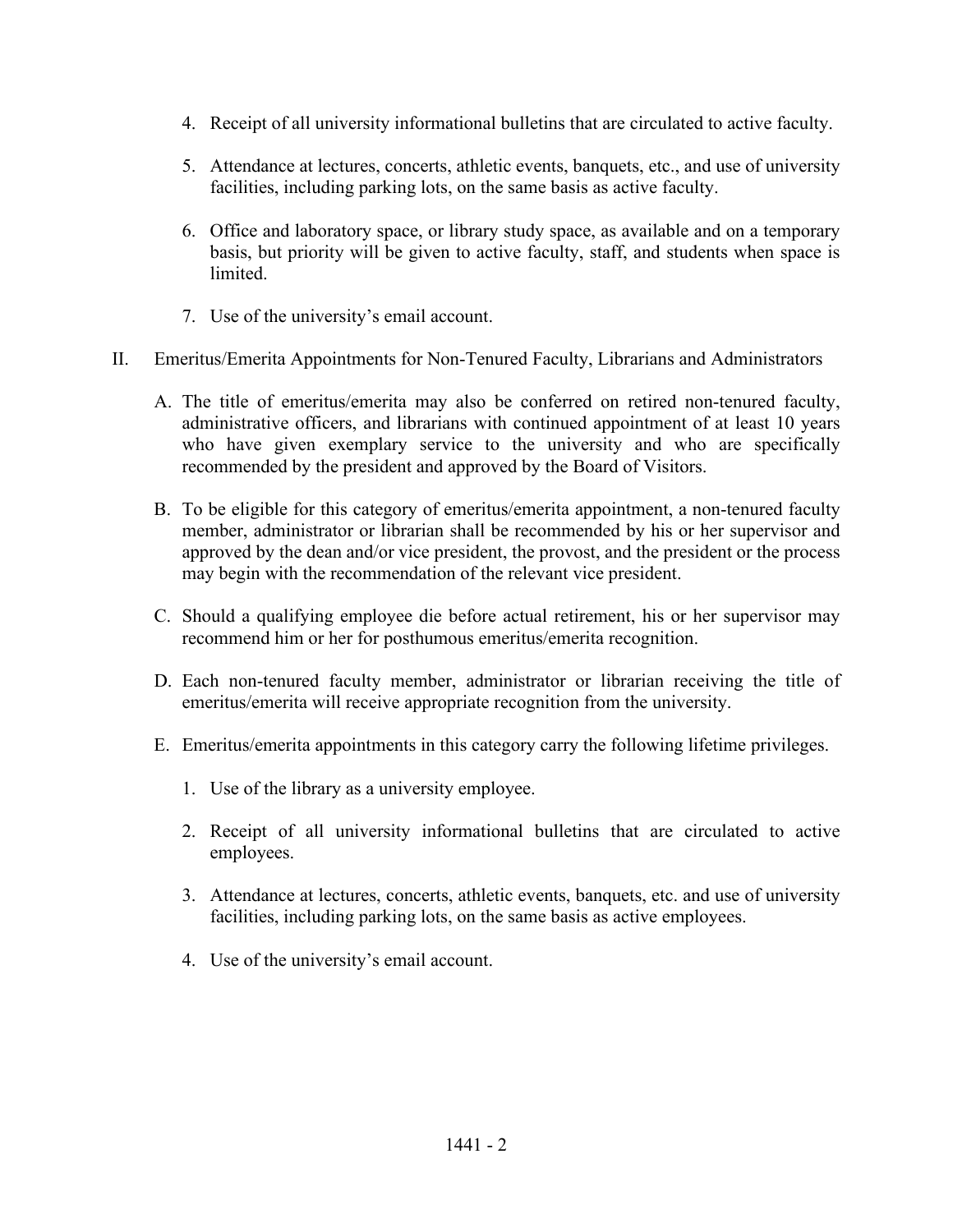4. Receipt of all university informational bulletins that are circulated to active faculty.

5. Attendance at lectures, concerts, athletic events, banquets, etc., and use of university facilities, including parking lots, on the same basis as active faculty.

6. Office and laboratory space, or library study space, as available and on a temporary basis, but priority will be given to active faculty, staff, and students when space is limited.

7. Use of the university's email account.

II. Emeritus/Emerita Appointments for Non-Tenured Faculty, Librarians and Administrators

   A. The title of emeritus/emerita may also be conferred on retired non-tenured faculty, administrative officers, and librarians with continued appointment of at least 10 years who have given exemplary service to the university and who are specifically recommended by the president and approved by the Board of Visitors.

   B. To be eligible for this category of emeritus/emerita appointment, a non-tenured faculty member, administrator or librarian shall be recommended by his or her supervisor and approved by the dean and/or vice president, the provost, and the president or the process may begin with the recommendation of the relevant vice president.

   C. Should a qualifying employee die before actual retirement, his or her supervisor may recommend him or her for posthumous emeritus/emerita recognition.

   D. Each non-tenured faculty member, administrator or librarian receiving the title of emeritus/emerita will receive appropriate recognition from the university.

   E. Emeritus/emerita appointments in this category carry the following lifetime privileges.

      1. Use of the library as a university employee.

      2. Receipt of all university informational bulletins that are circulated to active employees.

      3. Attendance at lectures, concerts, athletic events, banquets, etc. and use of university facilities, including parking lots, on the same basis as active employees.

      4. Use of the university's email account.